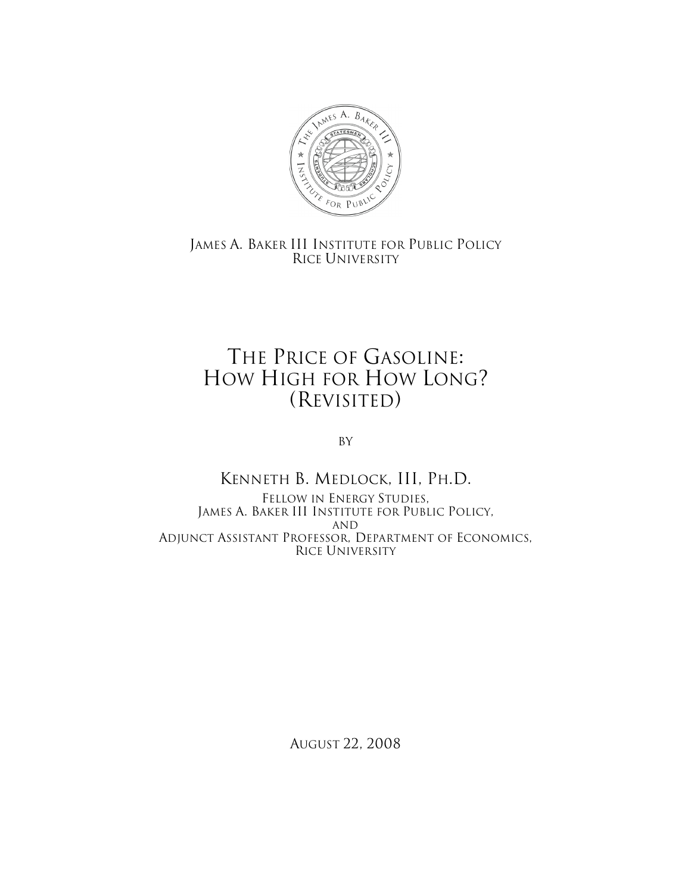James A. Baker III Institute for Public Policy
Rice University

# The Price of Gasoline: How High for How Long? (Revisited)

by

Kenneth B. Medlock, III, Ph.D.

Fellow in Energy Studies,
James A. Baker III Institute for Public Policy,
and
Adjunct Assistant Professor, Department of Economics,
Rice University

August 22, 2008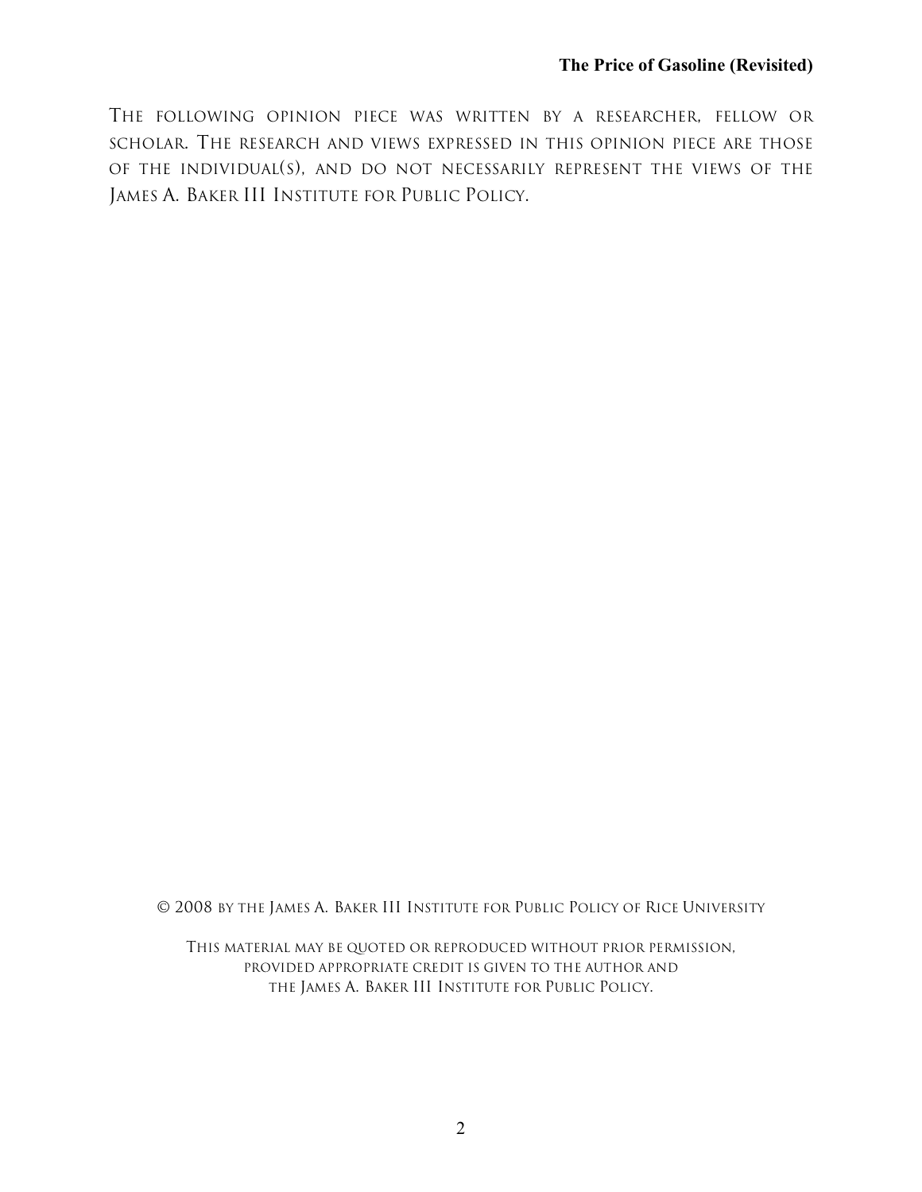The following opinion piece was written by a researcher, fellow or scholar. The research and views expressed in this opinion piece are those of the individual(s), and do not necessarily represent the views of the James A. Baker III Institute for Public Policy.

© 2008 by the James A. Baker III Institute for Public Policy of Rice University

This material may be quoted or reproduced without prior permission, provided appropriate credit is given to the author and the James A. Baker III Institute for Public Policy.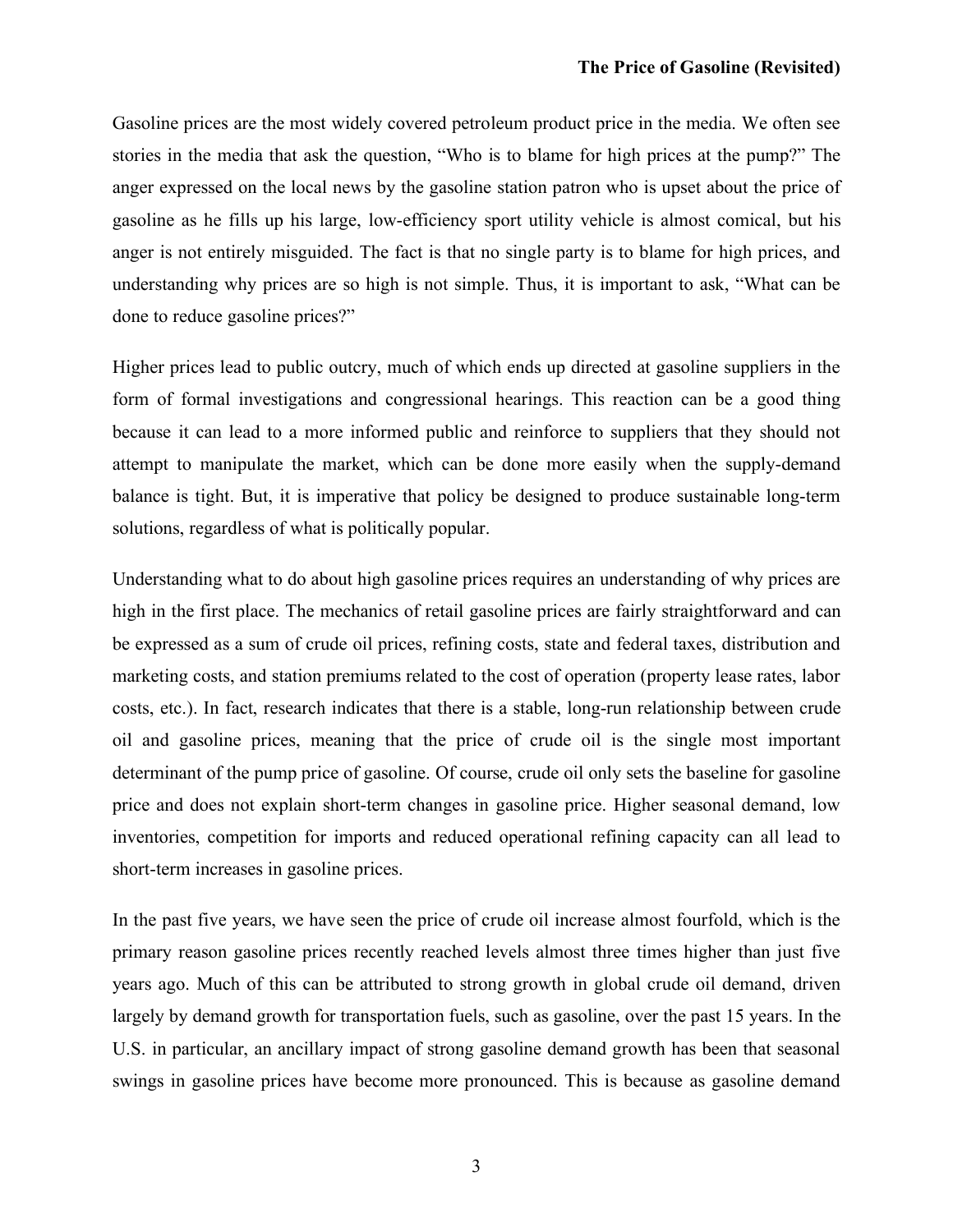Gasoline prices are the most widely covered petroleum product price in the media. We often see stories in the media that ask the question, "Who is to blame for high prices at the pump?" The anger expressed on the local news by the gasoline station patron who is upset about the price of gasoline as he fills up his large, low-efficiency sport utility vehicle is almost comical, but his anger is not entirely misguided. The fact is that no single party is to blame for high prices, and understanding why prices are so high is not simple. Thus, it is important to ask, "What can be done to reduce gasoline prices?"

Higher prices lead to public outcry, much of which ends up directed at gasoline suppliers in the form of formal investigations and congressional hearings. This reaction can be a good thing because it can lead to a more informed public and reinforce to suppliers that they should not attempt to manipulate the market, which can be done more easily when the supply-demand balance is tight. But, it is imperative that policy be designed to produce sustainable long-term solutions, regardless of what is politically popular.

Understanding what to do about high gasoline prices requires an understanding of why prices are high in the first place. The mechanics of retail gasoline prices are fairly straightforward and can be expressed as a sum of crude oil prices, refining costs, state and federal taxes, distribution and marketing costs, and station premiums related to the cost of operation (property lease rates, labor costs, etc.). In fact, research indicates that there is a stable, long-run relationship between crude oil and gasoline prices, meaning that the price of crude oil is the single most important determinant of the pump price of gasoline. Of course, crude oil only sets the baseline for gasoline price and does not explain short-term changes in gasoline price. Higher seasonal demand, low inventories, competition for imports and reduced operational refining capacity can all lead to short-term increases in gasoline prices.

In the past five years, we have seen the price of crude oil increase almost fourfold, which is the primary reason gasoline prices recently reached levels almost three times higher than just five years ago. Much of this can be attributed to strong growth in global crude oil demand, driven largely by demand growth for transportation fuels, such as gasoline, over the past 15 years. In the U.S. in particular, an ancillary impact of strong gasoline demand growth has been that seasonal swings in gasoline prices have become more pronounced. This is because as gasoline demand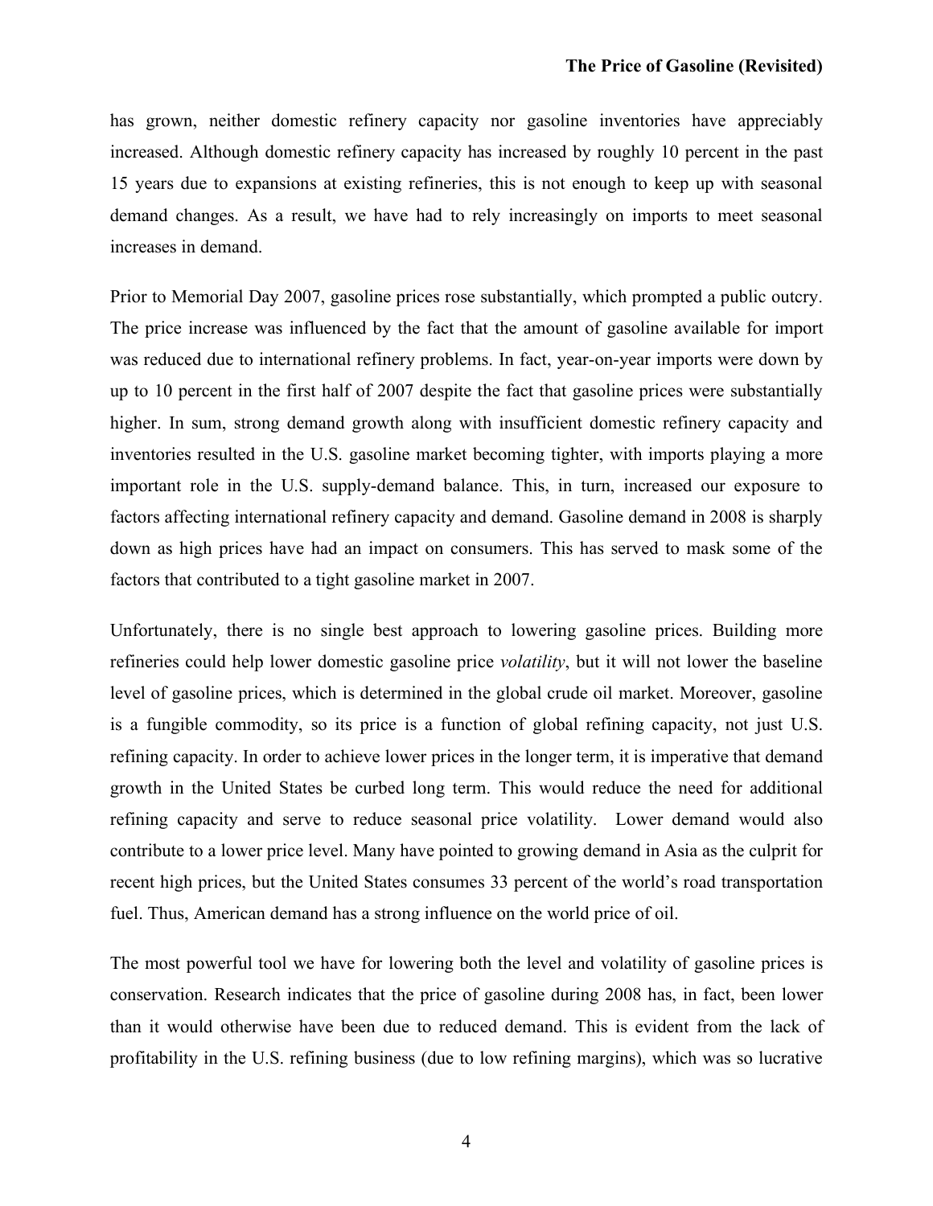has grown, neither domestic refinery capacity nor gasoline inventories have appreciably increased. Although domestic refinery capacity has increased by roughly 10 percent in the past 15 years due to expansions at existing refineries, this is not enough to keep up with seasonal demand changes. As a result, we have had to rely increasingly on imports to meet seasonal increases in demand.

Prior to Memorial Day 2007, gasoline prices rose substantially, which prompted a public outcry. The price increase was influenced by the fact that the amount of gasoline available for import was reduced due to international refinery problems. In fact, year-on-year imports were down by up to 10 percent in the first half of 2007 despite the fact that gasoline prices were substantially higher. In sum, strong demand growth along with insufficient domestic refinery capacity and inventories resulted in the U.S. gasoline market becoming tighter, with imports playing a more important role in the U.S. supply-demand balance. This, in turn, increased our exposure to factors affecting international refinery capacity and demand. Gasoline demand in 2008 is sharply down as high prices have had an impact on consumers. This has served to mask some of the factors that contributed to a tight gasoline market in 2007.

Unfortunately, there is no single best approach to lowering gasoline prices. Building more refineries could help lower domestic gasoline price *volatility*, but it will not lower the baseline level of gasoline prices, which is determined in the global crude oil market. Moreover, gasoline is a fungible commodity, so its price is a function of global refining capacity, not just U.S. refining capacity. In order to achieve lower prices in the longer term, it is imperative that demand growth in the United States be curbed long term. This would reduce the need for additional refining capacity and serve to reduce seasonal price volatility. Lower demand would also contribute to a lower price level. Many have pointed to growing demand in Asia as the culprit for recent high prices, but the United States consumes 33 percent of the world's road transportation fuel. Thus, American demand has a strong influence on the world price of oil.

The most powerful tool we have for lowering both the level and volatility of gasoline prices is conservation. Research indicates that the price of gasoline during 2008 has, in fact, been lower than it would otherwise have been due to reduced demand. This is evident from the lack of profitability in the U.S. refining business (due to low refining margins), which was so lucrative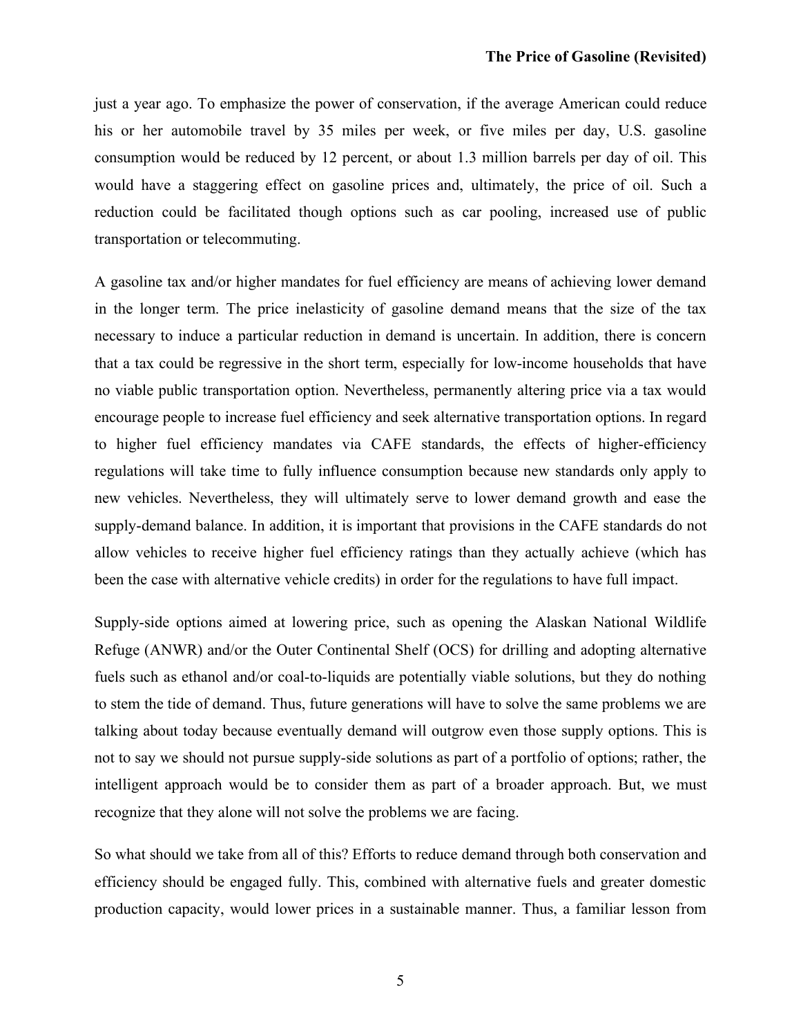just a year ago. To emphasize the power of conservation, if the average American could reduce his or her automobile travel by 35 miles per week, or five miles per day, U.S. gasoline consumption would be reduced by 12 percent, or about 1.3 million barrels per day of oil. This would have a staggering effect on gasoline prices and, ultimately, the price of oil. Such a reduction could be facilitated though options such as car pooling, increased use of public transportation or telecommuting.

A gasoline tax and/or higher mandates for fuel efficiency are means of achieving lower demand in the longer term. The price inelasticity of gasoline demand means that the size of the tax necessary to induce a particular reduction in demand is uncertain. In addition, there is concern that a tax could be regressive in the short term, especially for low-income households that have no viable public transportation option. Nevertheless, permanently altering price via a tax would encourage people to increase fuel efficiency and seek alternative transportation options. In regard to higher fuel efficiency mandates via CAFE standards, the effects of higher-efficiency regulations will take time to fully influence consumption because new standards only apply to new vehicles. Nevertheless, they will ultimately serve to lower demand growth and ease the supply-demand balance. In addition, it is important that provisions in the CAFE standards do not allow vehicles to receive higher fuel efficiency ratings than they actually achieve (which has been the case with alternative vehicle credits) in order for the regulations to have full impact.

Supply-side options aimed at lowering price, such as opening the Alaskan National Wildlife Refuge (ANWR) and/or the Outer Continental Shelf (OCS) for drilling and adopting alternative fuels such as ethanol and/or coal-to-liquids are potentially viable solutions, but they do nothing to stem the tide of demand. Thus, future generations will have to solve the same problems we are talking about today because eventually demand will outgrow even those supply options. This is not to say we should not pursue supply-side solutions as part of a portfolio of options; rather, the intelligent approach would be to consider them as part of a broader approach. But, we must recognize that they alone will not solve the problems we are facing.

So what should we take from all of this? Efforts to reduce demand through both conservation and efficiency should be engaged fully. This, combined with alternative fuels and greater domestic production capacity, would lower prices in a sustainable manner. Thus, a familiar lesson from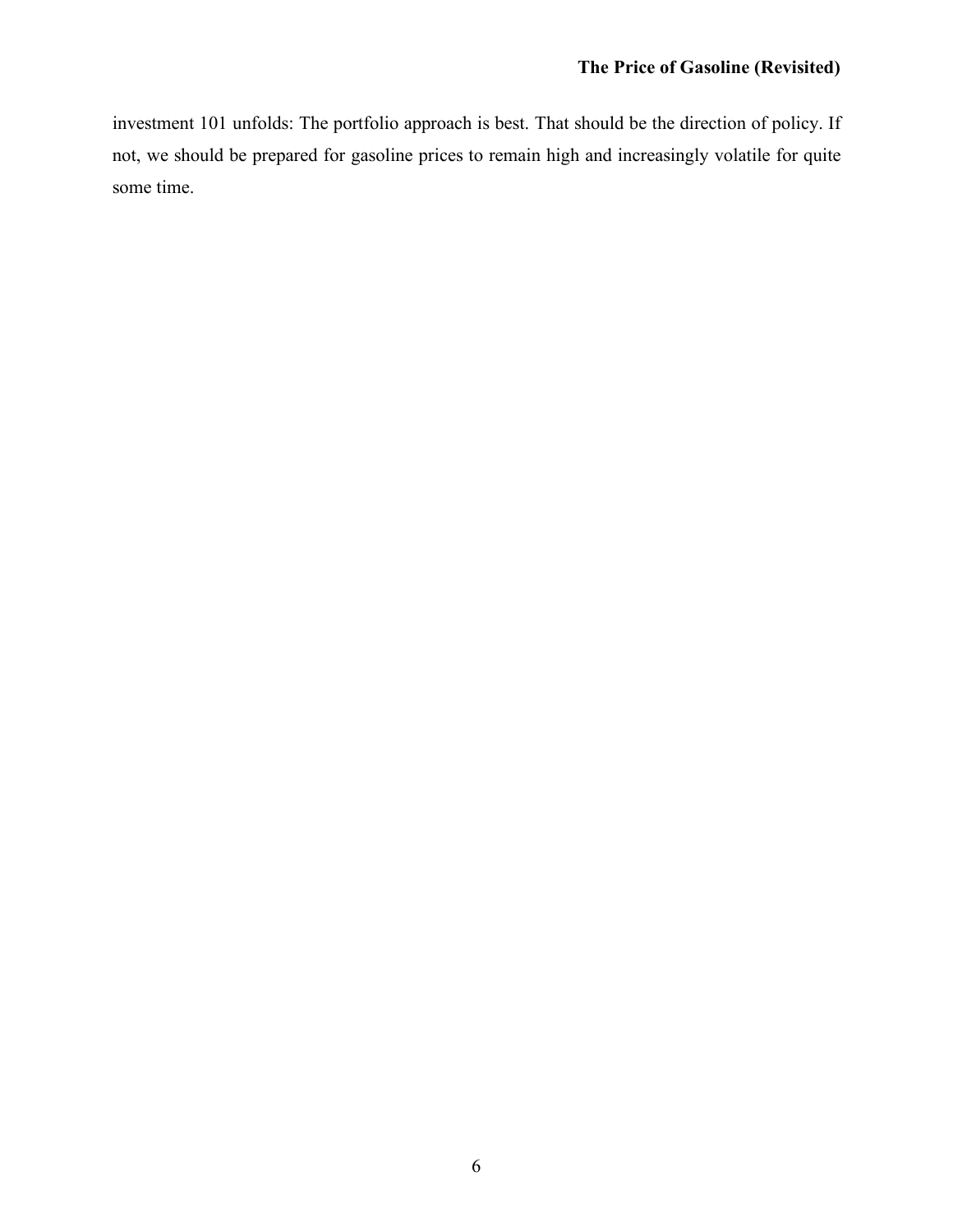investment 101 unfolds: The portfolio approach is best. That should be the direction of policy. If not, we should be prepared for gasoline prices to remain high and increasingly volatile for quite some time.